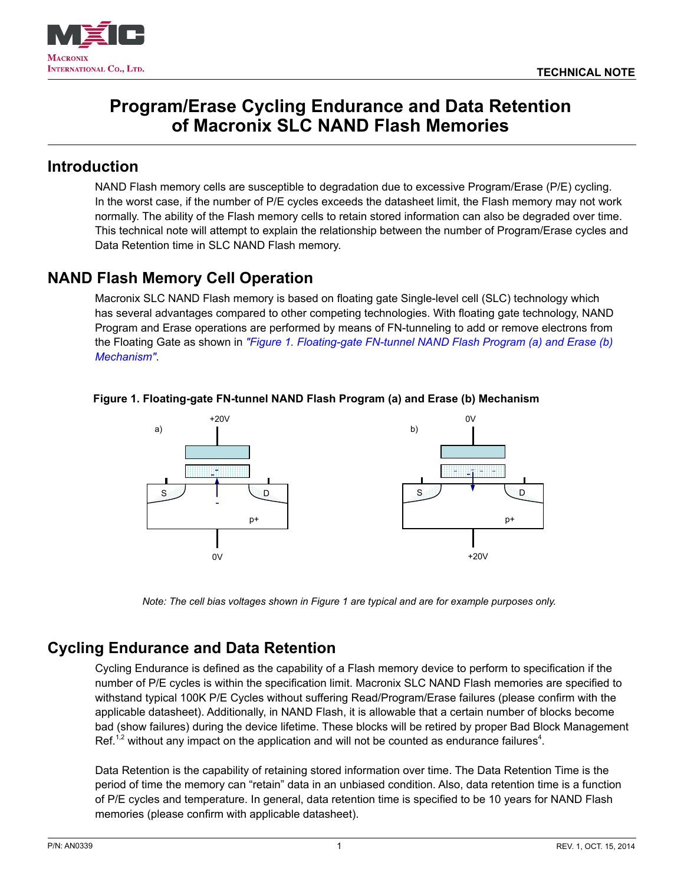# Program/Erase Cycling Endurance and Data Retention of Macronix SLC NAND Flash Memories

## Introduction

NAND Flash memory cells are susceptible to degradation due to excessive Program/Erase (P/E) cycling. In the worst case, if the number of P/E cycles exceeds the datasheet limit, the Flash memory may not work normally. The ability of the Flash memory cells to retain stored information can also be degraded over time. This technical note will attempt to explain the relationship between the number of Program/Erase cycles and Data Retention time in SLC NAND Flash memory.

## NAND Flash Memory Cell Operation

Macronix SLC NAND Flash memory is based on floating gate Single-level cell (SLC) technology which has several advantages compared to other competing technologies. With floating gate technology, NAND Program and Erase operations are performed by means of FN-tunneling to add or remove electrons from the Floating Gate as shown in *"Figure 1. Floating-gate FN-tunnel NAND Flash Program (a) and Erase (b) Mechanism"*.

**Figure 1. Floating-gate FN-tunnel NAND Flash Program (a) and Erase (b) Mechanism**

*Note: The cell bias voltages shown in Figure 1 are typical and are for example purposes only.*

## Cycling Endurance and Data Retention

Cycling Endurance is defined as the capability of a Flash memory device to perform to specification if the number of P/E cycles is within the specification limit. Macronix SLC NAND Flash memories are specified to withstand typical 100K P/E Cycles without suffering Read/Program/Erase failures (please confirm with the applicable datasheet). Additionally, in NAND Flash, it is allowable that a certain number of blocks become bad (show failures) during the device lifetime. These blocks will be retired by proper Bad Block Management Ref.[1,2] without any impact on the application and will not be counted as endurance failures[4].

Data Retention is the capability of retaining stored information over time. The Data Retention Time is the period of time the memory can "retain" data in an unbiased condition. Also, data retention time is a function of P/E cycles and temperature. In general, data retention time is specified to be 10 years for NAND Flash memories (please confirm with applicable datasheet).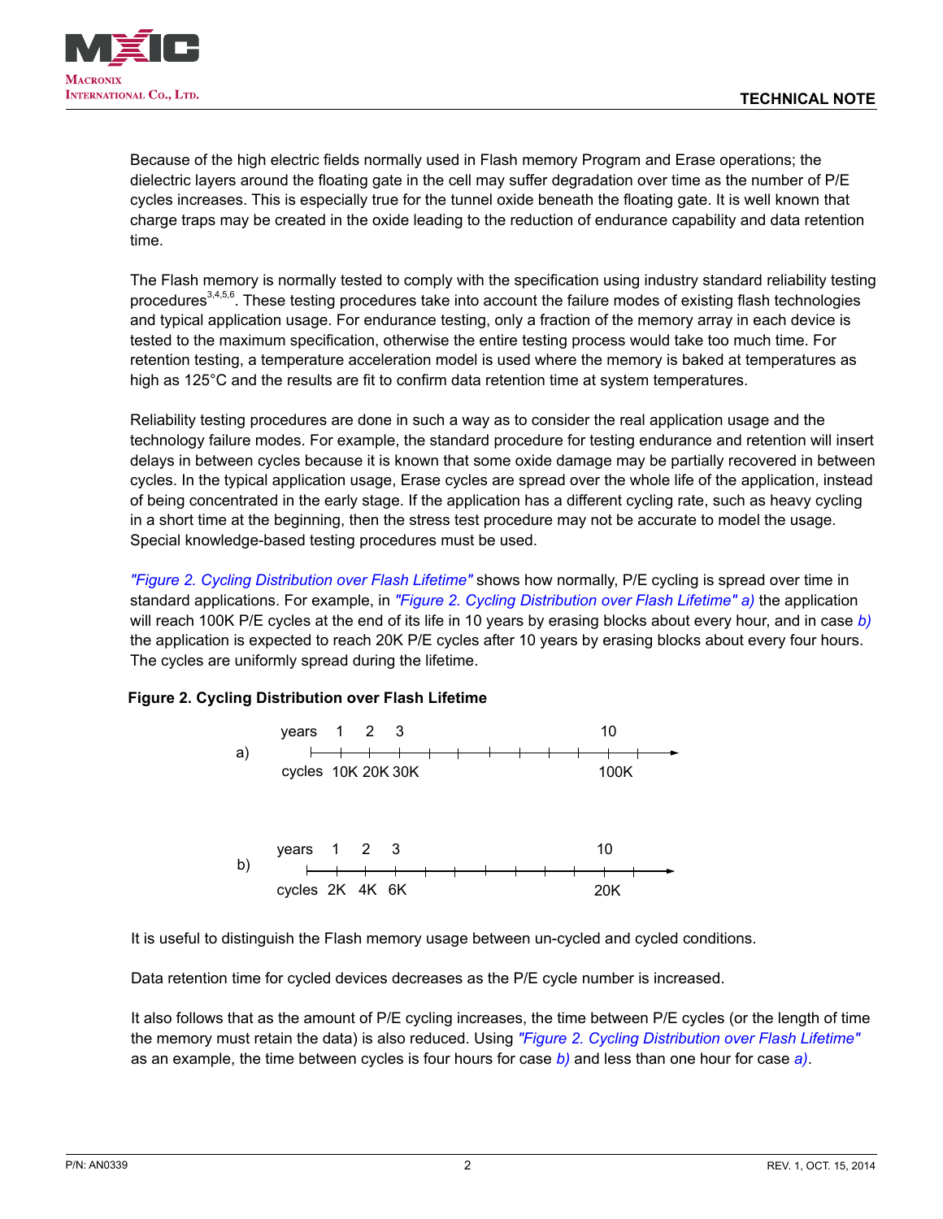Because of the high electric fields normally used in Flash memory Program and Erase operations; the dielectric layers around the floating gate in the cell may suffer degradation over time as the number of P/E cycles increases. This is especially true for the tunnel oxide beneath the floating gate. It is well known that charge traps may be created in the oxide leading to the reduction of endurance capability and data retention time.

The Flash memory is normally tested to comply with the specification using industry standard reliability testing procedures[3,4,5,6]. These testing procedures take into account the failure modes of existing flash technologies and typical application usage. For endurance testing, only a fraction of the memory array in each device is tested to the maximum specification, otherwise the entire testing process would take too much time. For retention testing, a temperature acceleration model is used where the memory is baked at temperatures as high as 125°C and the results are fit to confirm data retention time at system temperatures.

Reliability testing procedures are done in such a way as to consider the real application usage and the technology failure modes. For example, the standard procedure for testing endurance and retention will insert delays in between cycles because it is known that some oxide damage may be partially recovered in between cycles. In the typical application usage, Erase cycles are spread over the whole life of the application, instead of being concentrated in the early stage. If the application has a different cycling rate, such as heavy cycling in a short time at the beginning, then the stress test procedure may not be accurate to model the usage. Special knowledge-based testing procedures must be used.

*"Figure 2. Cycling Distribution over Flash Lifetime"* shows how normally, P/E cycling is spread over time in standard applications. For example, in *"Figure 2. Cycling Distribution over Flash Lifetime" a)* the application will reach 100K P/E cycles at the end of its life in 10 years by erasing blocks about every hour, and in case *b)* the application is expected to reach 20K P/E cycles after 10 years by erasing blocks about every four hours. The cycles are uniformly spread during the lifetime.

**Figure 2. Cycling Distribution over Flash Lifetime**

a)

| years | 1 | 2 | 3 | 10 |
|---|---|---|---|---|
| cycles | 10K | 20K | 30K | 100K |

b)

| years | 1 | 2 | 3 | 10 |
|---|---|---|---|---|
| cycles | 2K | 4K | 6K | 20K |

It is useful to distinguish the Flash memory usage between un-cycled and cycled conditions.

Data retention time for cycled devices decreases as the P/E cycle number is increased.

It also follows that as the amount of P/E cycling increases, the time between P/E cycles (or the length of time the memory must retain the data) is also reduced. Using *"Figure 2. Cycling Distribution over Flash Lifetime"* as an example, the time between cycles is four hours for case *b)* and less than one hour for case *a)*.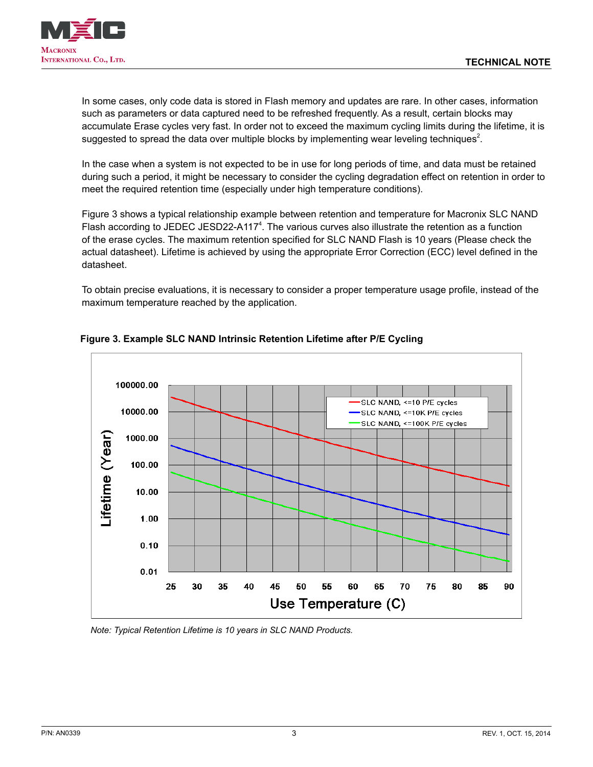In some cases, only code data is stored in Flash memory and updates are rare. In other cases, information such as parameters or data captured need to be refreshed frequently. As a result, certain blocks may accumulate Erase cycles very fast. In order not to exceed the maximum cycling limits during the lifetime, it is suggested to spread the data over multiple blocks by implementing wear leveling techniques[2].

In the case when a system is not expected to be in use for long periods of time, and data must be retained during such a period, it might be necessary to consider the cycling degradation effect on retention in order to meet the required retention time (especially under high temperature conditions).

Figure 3 shows a typical relationship example between retention and temperature for Macronix SLC NAND Flash according to JEDEC JESD22-A117[4]. The various curves also illustrate the retention as a function of the erase cycles. The maximum retention specified for SLC NAND Flash is 10 years (Please check the actual datasheet). Lifetime is achieved by using the appropriate Error Correction (ECC) level defined in the datasheet.

To obtain precise evaluations, it is necessary to consider a proper temperature usage profile, instead of the maximum temperature reached by the application.

**Figure 3. Example SLC NAND Intrinsic Retention Lifetime after P/E Cycling**

*Note: Typical Retention Lifetime is 10 years in SLC NAND Products.*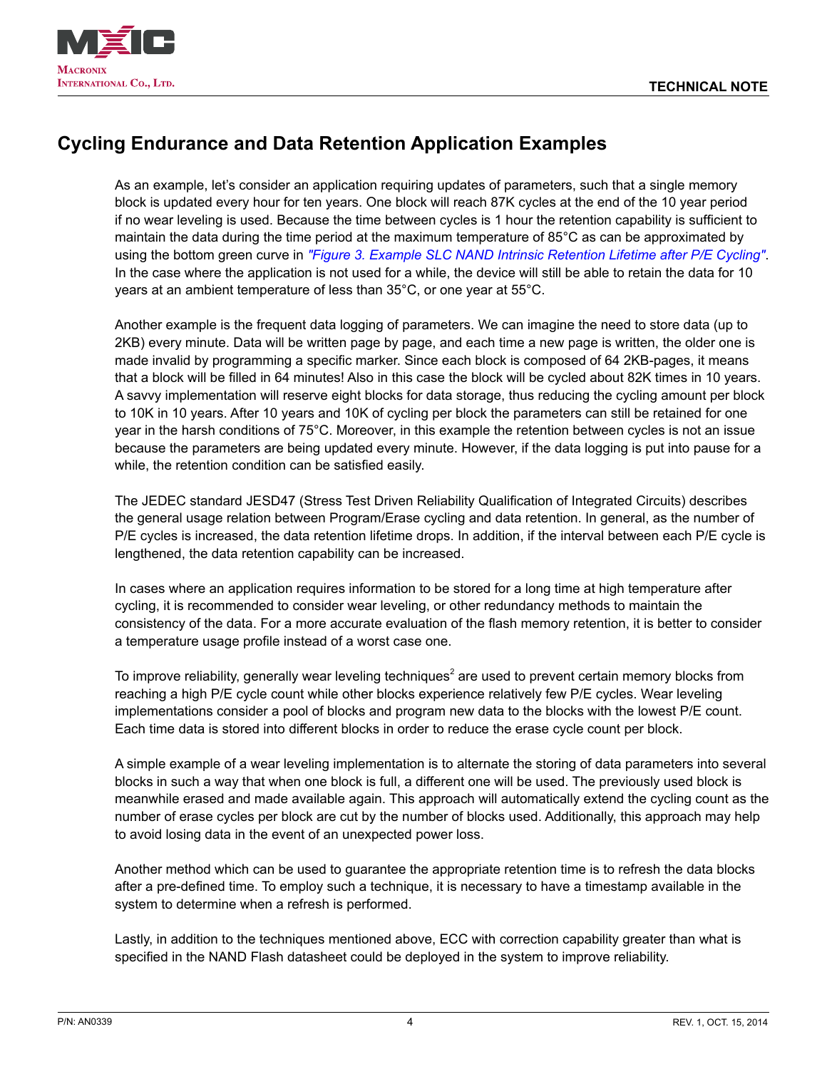## Cycling Endurance and Data Retention Application Examples

As an example, let's consider an application requiring updates of parameters, such that a single memory block is updated every hour for ten years. One block will reach 87K cycles at the end of the 10 year period if no wear leveling is used. Because the time between cycles is 1 hour the retention capability is sufficient to maintain the data during the time period at the maximum temperature of 85°C as can be approximated by using the bottom green curve in *"Figure 3. Example SLC NAND Intrinsic Retention Lifetime after P/E Cycling"*. In the case where the application is not used for a while, the device will still be able to retain the data for 10 years at an ambient temperature of less than 35°C, or one year at 55°C.

Another example is the frequent data logging of parameters. We can imagine the need to store data (up to 2KB) every minute. Data will be written page by page, and each time a new page is written, the older one is made invalid by programming a specific marker. Since each block is composed of 64 2KB-pages, it means that a block will be filled in 64 minutes! Also in this case the block will be cycled about 82K times in 10 years. A savvy implementation will reserve eight blocks for data storage, thus reducing the cycling amount per block to 10K in 10 years. After 10 years and 10K of cycling per block the parameters can still be retained for one year in the harsh conditions of 75°C. Moreover, in this example the retention between cycles is not an issue because the parameters are being updated every minute. However, if the data logging is put into pause for a while, the retention condition can be satisfied easily.

The JEDEC standard JESD47 (Stress Test Driven Reliability Qualification of Integrated Circuits) describes the general usage relation between Program/Erase cycling and data retention. In general, as the number of P/E cycles is increased, the data retention lifetime drops. In addition, if the interval between each P/E cycle is lengthened, the data retention capability can be increased.

In cases where an application requires information to be stored for a long time at high temperature after cycling, it is recommended to consider wear leveling, or other redundancy methods to maintain the consistency of the data. For a more accurate evaluation of the flash memory retention, it is better to consider a temperature usage profile instead of a worst case one.

To improve reliability, generally wear leveling techniques[2] are used to prevent certain memory blocks from reaching a high P/E cycle count while other blocks experience relatively few P/E cycles. Wear leveling implementations consider a pool of blocks and program new data to the blocks with the lowest P/E count. Each time data is stored into different blocks in order to reduce the erase cycle count per block.

A simple example of a wear leveling implementation is to alternate the storing of data parameters into several blocks in such a way that when one block is full, a different one will be used. The previously used block is meanwhile erased and made available again. This approach will automatically extend the cycling count as the number of erase cycles per block are cut by the number of blocks used. Additionally, this approach may help to avoid losing data in the event of an unexpected power loss.

Another method which can be used to guarantee the appropriate retention time is to refresh the data blocks after a pre-defined time. To employ such a technique, it is necessary to have a timestamp available in the system to determine when a refresh is performed.

Lastly, in addition to the techniques mentioned above, ECC with correction capability greater than what is specified in the NAND Flash datasheet could be deployed in the system to improve reliability.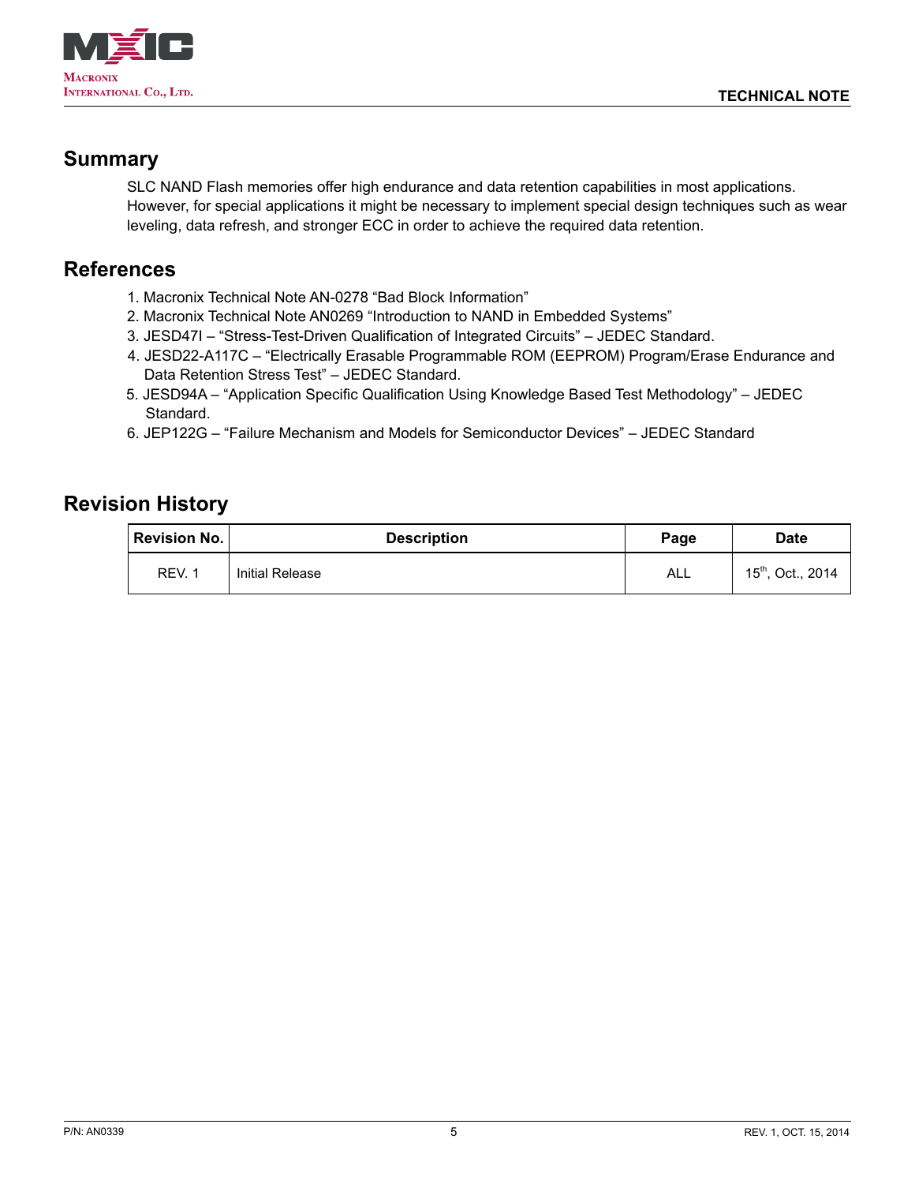## Summary

SLC NAND Flash memories offer high endurance and data retention capabilities in most applications. However, for special applications it might be necessary to implement special design techniques such as wear leveling, data refresh, and stronger ECC in order to achieve the required data retention.

## References

1. Macronix Technical Note AN-0278 “Bad Block Information”
2. Macronix Technical Note AN0269 “Introduction to NAND in Embedded Systems”
3. JESD47I – “Stress-Test-Driven Qualification of Integrated Circuits” – JEDEC Standard.
4. JESD22-A117C – “Electrically Erasable Programmable ROM (EEPROM) Program/Erase Endurance and Data Retention Stress Test” – JEDEC Standard.
5. JESD94A – “Application Specific Qualification Using Knowledge Based Test Methodology” – JEDEC Standard.
6. JEP122G – “Failure Mechanism and Models for Semiconductor Devices” – JEDEC Standard

## Revision History

| Revision No. | Description | Page | Date |
|---|---|---|---|
| REV. 1 | Initial Release | ALL | 15th, Oct., 2014 |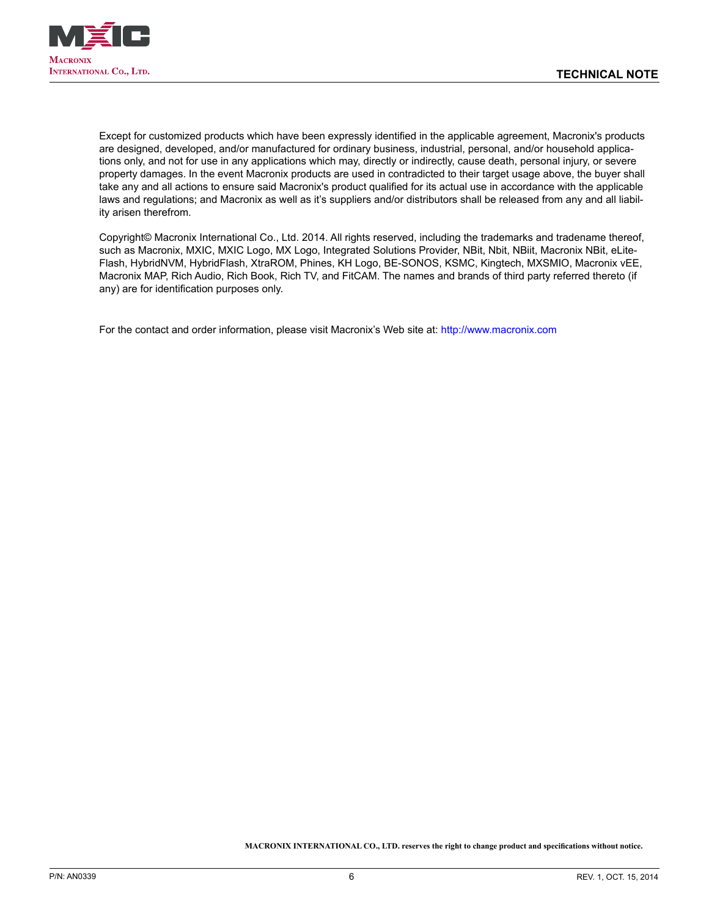Except for customized products which have been expressly identified in the applicable agreement, Macronix's products are designed, developed, and/or manufactured for ordinary business, industrial, personal, and/or household applications only, and not for use in any applications which may, directly or indirectly, cause death, personal injury, or severe property damages. In the event Macronix products are used in contradicted to their target usage above, the buyer shall take any and all actions to ensure said Macronix's product qualified for its actual use in accordance with the applicable laws and regulations; and Macronix as well as it's suppliers and/or distributors shall be released from any and all liability arisen therefrom.

Copyright© Macronix International Co., Ltd. 2014. All rights reserved, including the trademarks and tradename thereof, such as Macronix, MXIC, MXIC Logo, MX Logo, Integrated Solutions Provider, NBit, Nbit, NBiit, Macronix NBit, eLiteFlash, HybridNVM, HybridFlash, XtraROM, Phines, KH Logo, BE-SONOS, KSMC, Kingtech, MXSMIO, Macronix vEE, Macronix MAP, Rich Audio, Rich Book, Rich TV, and FitCAM. The names and brands of third party referred thereto (if any) are for identification purposes only.

For the contact and order information, please visit Macronix's Web site at: http://www.macronix.com

**MACRONIX INTERNATIONAL CO., LTD. reserves the right to change product and specifications without notice.**